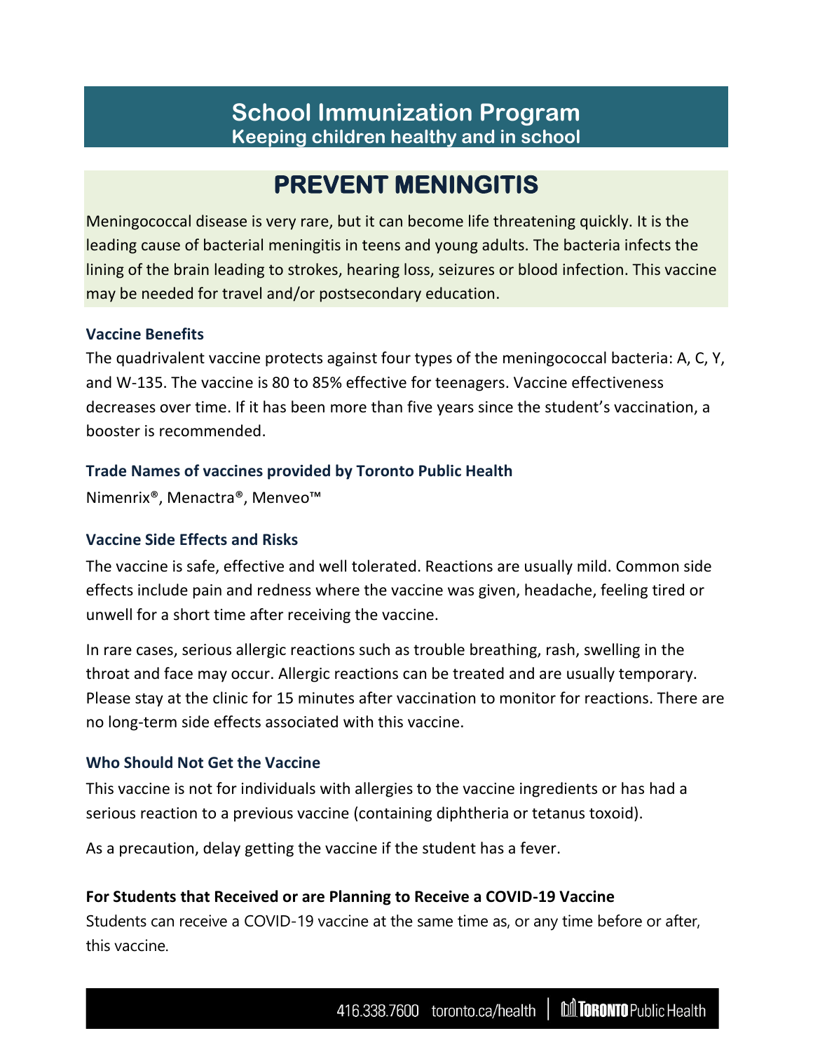# School Immunization Program

**Keeping children healthy and in school**

## PREVENT MENINGITIS

Meningococcal disease is very rare, but it can become life threatening quickly. It is the leading cause of bacterial meningitis in teens and young adults. The bacteria infects the lining of the brain leading to strokes, hearing loss, seizures or blood infection. This vaccine may be needed for travel and/or postsecondary education.

### Vaccine Benefits

The quadrivalent vaccine protects against four types of the meningococcal bacteria: A, C, Y, and W-135. The vaccine is 80 to 85% effective for teenagers. Vaccine effectiveness decreases over time. If it has been more than five years since the student's vaccination, a booster is recommended.

### Trade Names of vaccines provided by Toronto Public Health

Nimenrix®, Menactra®, Menveo™

### Vaccine Side Effects and Risks

The vaccine is safe, effective and well tolerated. Reactions are usually mild. Common side effects include pain and redness where the vaccine was given, headache, feeling tired or unwell for a short time after receiving the vaccine.

In rare cases, serious allergic reactions such as trouble breathing, rash, swelling in the throat and face may occur. Allergic reactions can be treated and are usually temporary. Please stay at the clinic for 15 minutes after vaccination to monitor for reactions. There are no long-term side effects associated with this vaccine.

### Who Should Not Get the Vaccine

This vaccine is not for individuals with allergies to the vaccine ingredients or has had a serious reaction to a previous vaccine (containing diphtheria or tetanus toxoid).

As a precaution, delay getting the vaccine if the student has a fever.

### For Students that Received or are Planning to Receive a COVID-19 Vaccine

Students can receive a COVID-19 vaccine at the same time as, or any time before or after, this vaccine.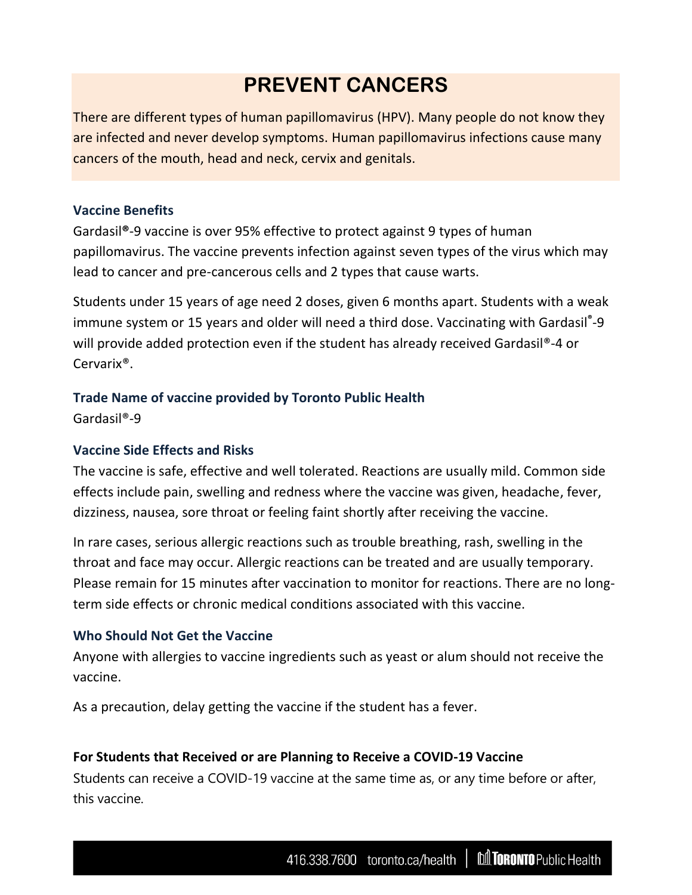# PREVENT CANCERS

There are different types of human papillomavirus (HPV). Many people do not know they are infected and never develop symptoms. Human papillomavirus infections cause many cancers of the mouth, head and neck, cervix and genitals.

### Vaccine Benefits

Gardasil®-9 vaccine is over 95% effective to protect against 9 types of human papillomavirus. The vaccine prevents infection against seven types of the virus which may lead to cancer and pre-cancerous cells and 2 types that cause warts.

Students under 15 years of age need 2 doses, given 6 months apart. Students with a weak immune system or 15 years and older will need a third dose. Vaccinating with Gardasil®-9 will provide added protection even if the student has already received Gardasil®-4 or Cervarix®.

### Trade Name of vaccine provided by Toronto Public Health

Gardasil®-9

### Vaccine Side Effects and Risks

The vaccine is safe, effective and well tolerated. Reactions are usually mild. Common side effects include pain, swelling and redness where the vaccine was given, headache, fever, dizziness, nausea, sore throat or feeling faint shortly after receiving the vaccine.

In rare cases, serious allergic reactions such as trouble breathing, rash, swelling in the throat and face may occur. Allergic reactions can be treated and are usually temporary. Please remain for 15 minutes after vaccination to monitor for reactions. There are no long-term side effects or chronic medical conditions associated with this vaccine.

### Who Should Not Get the Vaccine

Anyone with allergies to vaccine ingredients such as yeast or alum should not receive the vaccine.

As a precaution, delay getting the vaccine if the student has a fever.

### For Students that Received or are Planning to Receive a COVID-19 Vaccine

Students can receive a COVID-19 vaccine at the same time as, or any time before or after, this vaccine.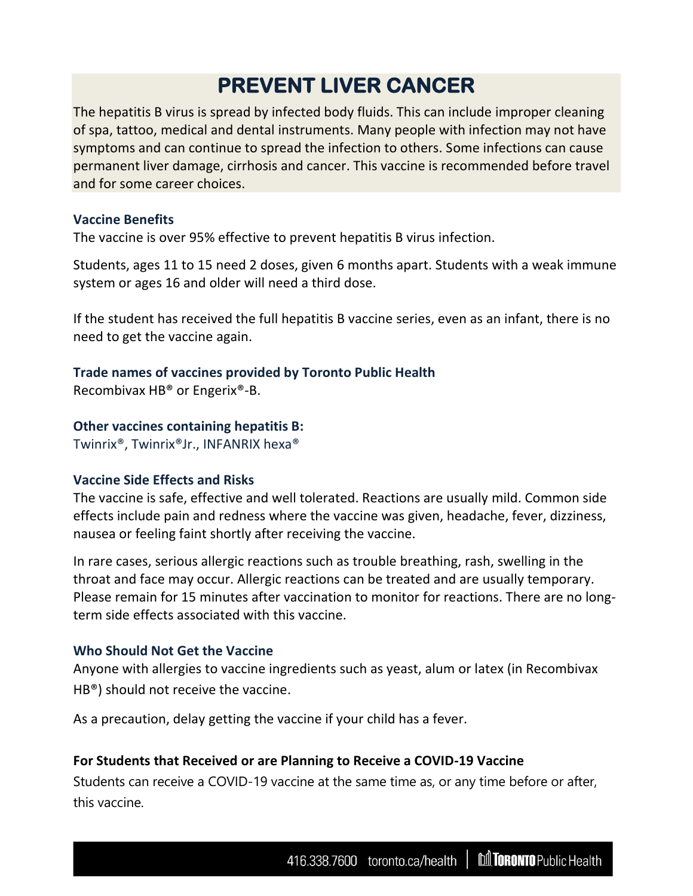# PREVENT LIVER CANCER

The hepatitis B virus is spread by infected body fluids. This can include improper cleaning of spa, tattoo, medical and dental instruments. Many people with infection may not have symptoms and can continue to spread the infection to others. Some infections can cause permanent liver damage, cirrhosis and cancer. This vaccine is recommended before travel and for some career choices.

### Vaccine Benefits

The vaccine is over 95% effective to prevent hepatitis B virus infection.

Students, ages 11 to 15 need 2 doses, given 6 months apart. Students with a weak immune system or ages 16 and older will need a third dose.

If the student has received the full hepatitis B vaccine series, even as an infant, there is no need to get the vaccine again.

### Trade names of vaccines provided by Toronto Public Health

Recombivax HB® or Engerix®-B.

### Other vaccines containing hepatitis B:

Twinrix®, Twinrix®Jr., INFANRIX hexa®

### Vaccine Side Effects and Risks

The vaccine is safe, effective and well tolerated. Reactions are usually mild. Common side effects include pain and redness where the vaccine was given, headache, fever, dizziness, nausea or feeling faint shortly after receiving the vaccine.

In rare cases, serious allergic reactions such as trouble breathing, rash, swelling in the throat and face may occur. Allergic reactions can be treated and are usually temporary. Please remain for 15 minutes after vaccination to monitor for reactions. There are no long-term side effects associated with this vaccine.

### Who Should Not Get the Vaccine

Anyone with allergies to vaccine ingredients such as yeast, alum or latex (in Recombivax HB®) should not receive the vaccine.

As a precaution, delay getting the vaccine if your child has a fever.

### For Students that Received or are Planning to Receive a COVID-19 Vaccine

Students can receive a COVID-19 vaccine at the same time as, or any time before or after, this vaccine.

416.338.7600 toronto.ca/health | Toronto Public Health